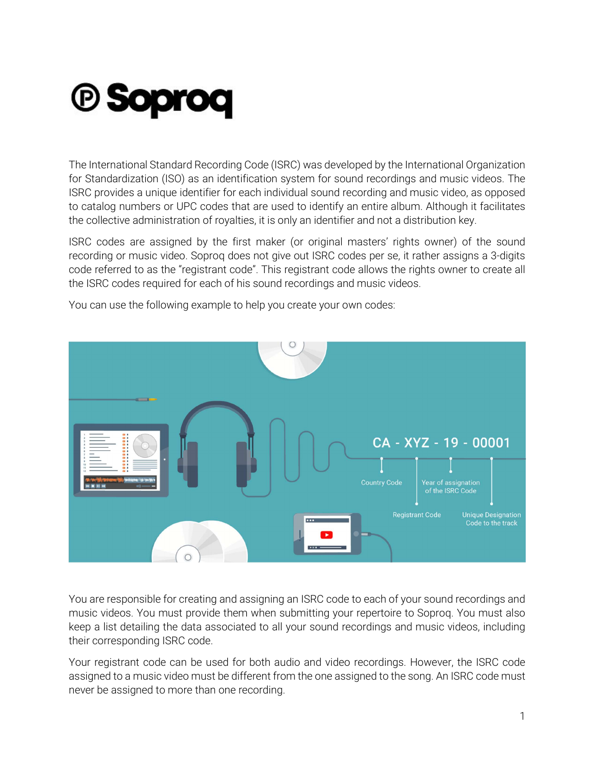# Soproq

The International Standard Recording Code (ISRC) was developed by the International Organization for Standardization (ISO) as an identification system for sound recordings and music videos. The ISRC provides a unique identifier for each individual sound recording and music video, as opposed to catalog numbers or UPC codes that are used to identify an entire album. Although it facilitates the collective administration of royalties, it is only an identifier and not a distribution key.

ISRC codes are assigned by the first maker (or original masters' rights owner) of the sound recording or music video. Soproq does not give out ISRC codes per se, it rather assigns a 3-digits code referred to as the "registrant code". This registrant code allows the rights owner to create all the ISRC codes required for each of his sound recordings and music videos.

You can use the following example to help you create your own codes:

CA - XYZ - 19 - 00001

- Country Code
- Registrant Code
- Year of assignation of the ISRC Code
- Unique Designation Code to the track

You are responsible for creating and assigning an ISRC code to each of your sound recordings and music videos. You must provide them when submitting your repertoire to Soproq. You must also keep a list detailing the data associated to all your sound recordings and music videos, including their corresponding ISRC code.

Your registrant code can be used for both audio and video recordings. However, the ISRC code assigned to a music video must be different from the one assigned to the song. An ISRC code must never be assigned to more than one recording.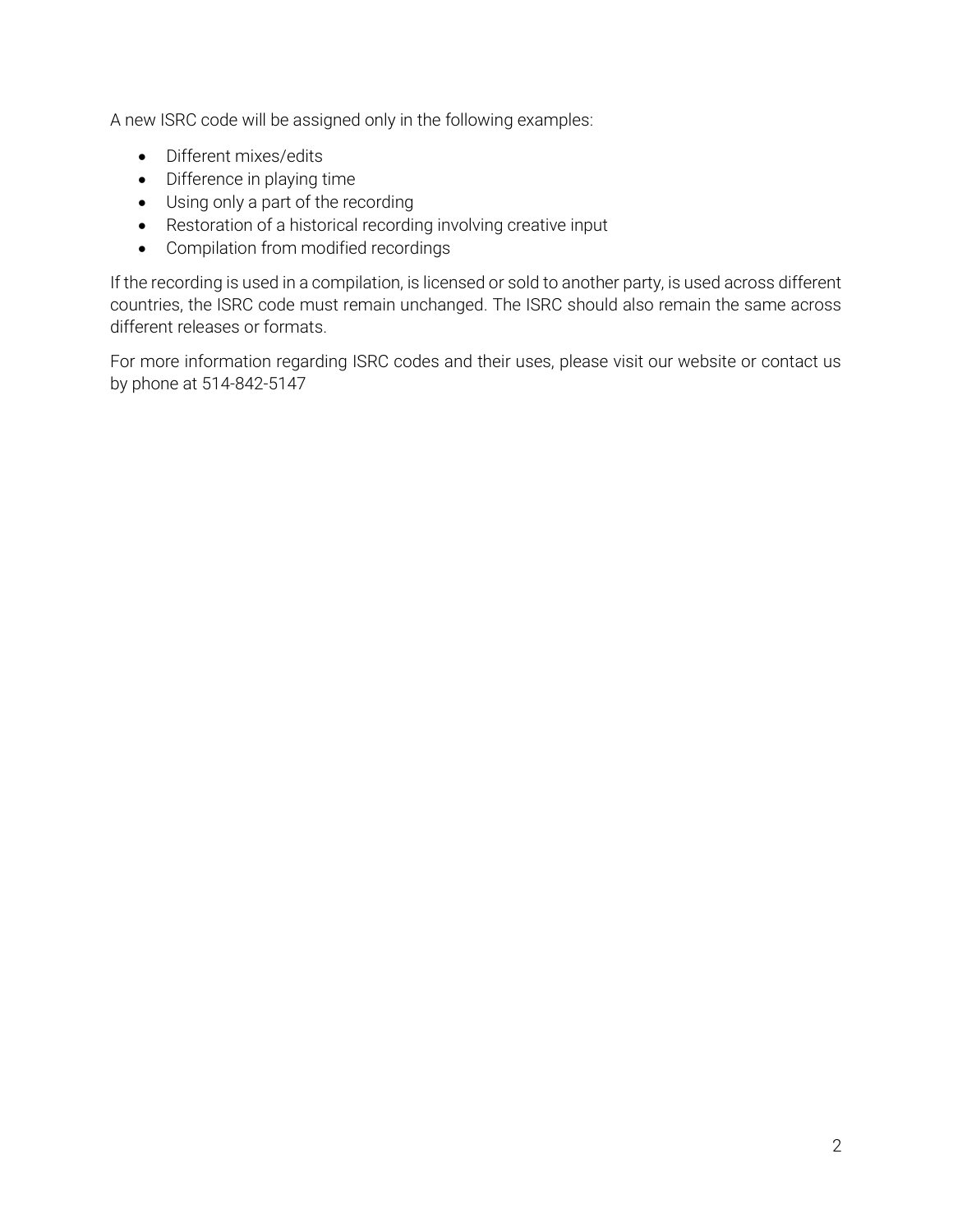A new ISRC code will be assigned only in the following examples:

- Different mixes/edits
- Difference in playing time
- Using only a part of the recording
- Restoration of a historical recording involving creative input
- Compilation from modified recordings

If the recording is used in a compilation, is licensed or sold to another party, is used across different countries, the ISRC code must remain unchanged. The ISRC should also remain the same across different releases or formats.

For more information regarding ISRC codes and their uses, please visit our website or contact us by phone at 514-842-5147